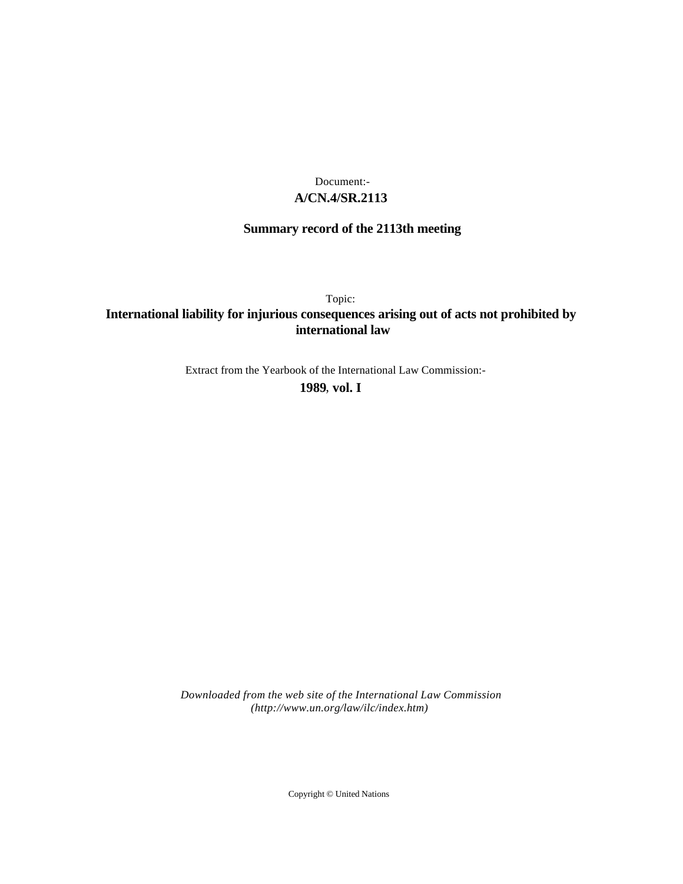Document:-

**A/CN.4/SR.2113**

**Summary record of the 2113th meeting**

Topic:

**International liability for injurious consequences arising out of acts not prohibited by international law**

Extract from the Yearbook of the International Law Commission:-

**1989, vol. I**

*Downloaded from the web site of the International Law Commission (http://www.un.org/law/ilc/index.htm)*

Copyright © United Nations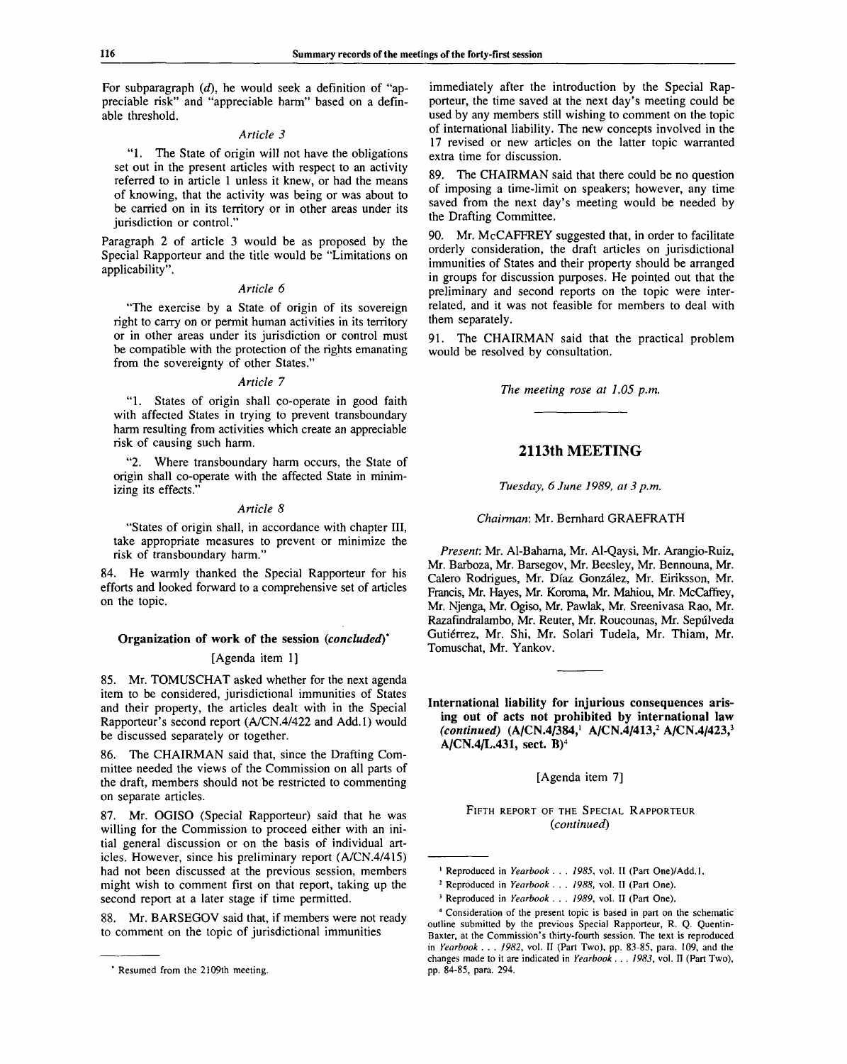For subparagraph (*d*), he would seek a definition of "appreciable risk" and "appreciable harm" based on a definable threshold.

*Article 3*

"1. The State of origin will not have the obligations set out in the present articles with respect to an activity referred to in article 1 unless it knew, or had the means of knowing, that the activity was being or was about to be carried on in its territory or in other areas under its jurisdiction or control."

Paragraph 2 of article 3 would be as proposed by the Special Rapporteur and the title would be "Limitations on applicability".

*Article 6*

"The exercise by a State of origin of its sovereign right to carry on or permit human activities in its territory or in other areas under its jurisdiction or control must be compatible with the protection of the rights emanating from the sovereignty of other States."

*Article 7*

"1. States of origin shall co-operate in good faith with affected States in trying to prevent transboundary harm resulting from activities which create an appreciable risk of causing such harm.

"2. Where transboundary harm occurs, the State of origin shall co-operate with the affected State in minimizing its effects."

*Article 8*

"States of origin shall, in accordance with chapter III, take appropriate measures to prevent or minimize the risk of transboundary harm."

84. He warmly thanked the Special Rapporteur for his efforts and looked forward to a comprehensive set of articles on the topic.

## Organization of work of the session (*concluded*)*

[Agenda item 1]

85. Mr. TOMUSCHAT asked whether for the next agenda item to be considered, jurisdictional immunities of States and their property, the articles dealt with in the Special Rapporteur's second report (A/CN.4/422 and Add.1) would be discussed separately or together.

86. The CHAIRMAN said that, since the Drafting Committee needed the views of the Commission on all parts of the draft, members should not be restricted to commenting on separate articles.

87. Mr. OGISO (Special Rapporteur) said that he was willing for the Commission to proceed either with an initial general discussion or on the basis of individual articles. However, since his preliminary report (A/CN.4/415) had not been discussed at the previous session, members might wish to comment first on that report, taking up the second report at a later stage if time permitted.

88. Mr. BARSEGOV said that, if members were not ready to comment on the topic of jurisdictional immunities immediately after the introduction by the Special Rapporteur, the time saved at the next day's meeting could be used by any members still wishing to comment on the topic of international liability. The new concepts involved in the 17 revised or new articles on the latter topic warranted extra time for discussion.

89. The CHAIRMAN said that there could be no question of imposing a time-limit on speakers; however, any time saved from the next day's meeting would be needed by the Drafting Committee.

90. Mr. McCAFFREY suggested that, in order to facilitate orderly consideration, the draft articles on jurisdictional immunities of States and their property should be arranged in groups for discussion purposes. He pointed out that the preliminary and second reports on the topic were interrelated, and it was not feasible for members to deal with them separately.

91. The CHAIRMAN said that the practical problem would be resolved by consultation.

*The meeting rose at 1.05 p.m.*

---

# 2113th MEETING

*Tuesday, 6 June 1989, at 3 p.m.*

*Chairman*: Mr. Bernhard GRAEFRATH

*Present*: Mr. Al-Baharna, Mr. Al-Qaysi, Mr. Arangio-Ruiz, Mr. Barboza, Mr. Barsegov, Mr. Beesley, Mr. Bennouna, Mr. Calero Rodrigues, Mr. Díaz González, Mr. Eiriksson, Mr. Francis, Mr. Hayes, Mr. Koroma, Mr. Mahiou, Mr. McCaffrey, Mr. Njenga, Mr. Ogiso, Mr. Pawlak, Mr. Sreenivasa Rao, Mr. Razafindralambo, Mr. Reuter, Mr. Roucounas, Mr. Sepúlveda Gutiérrez, Mr. Shi, Mr. Solari Tudela, Mr. Thiam, Mr. Tomuschat, Mr. Yankov.

---

## International liability for injurious consequences arising out of acts not prohibited by international law (*continued*) (A/CN.4/384,[1] A/CN.4/413,[2] A/CN.4/423,[3] A/CN.4/L.431, sect. B)[4]

[Agenda item 7]

### Fifth report of the Special Rapporteur (*continued*)

---

* Resumed from the 2109th meeting.

[1] Reproduced in *Yearbook . . . 1985*, vol. II (Part One)/Add.1.

[2] Reproduced in *Yearbook . . . 1988*, vol. II (Part One).

[3] Reproduced in *Yearbook . . . 1989*, vol. II (Part One).

[4] Consideration of the present topic is based in part on the schematic outline submitted by the previous Special Rapporteur, R. Q. Quentin-Baxter, at the Commission's thirty-fourth session. The text is reproduced in *Yearbook . . . 1982*, vol. II (Part Two), pp. 83-85, para. 109, and the changes made to it are indicated in *Yearbook . . . 1983*, vol. II (Part Two), pp. 84-85, para. 294.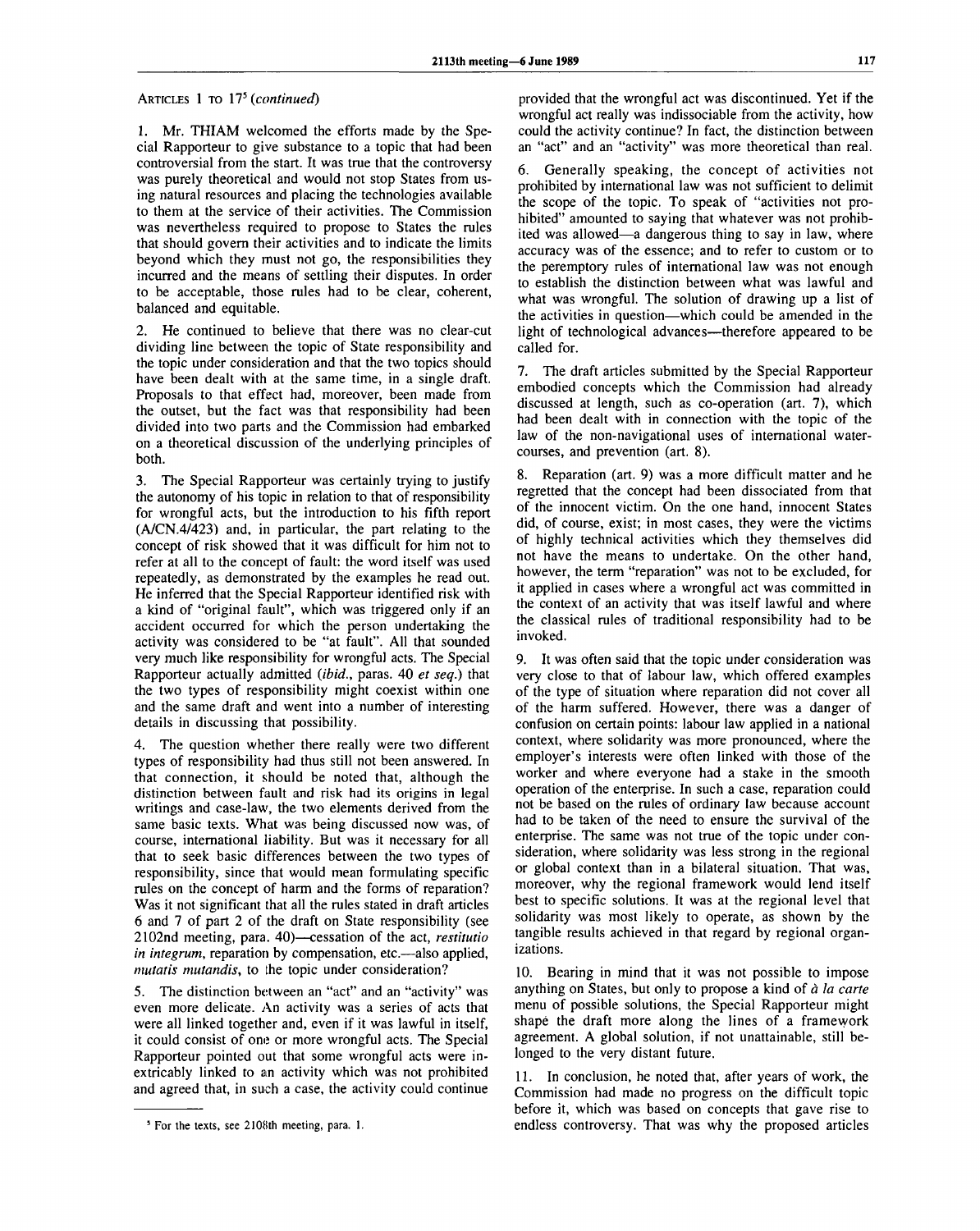ARTICLES 1 TO 17[5] *(continued)*

1. Mr. THIAM welcomed the efforts made by the Special Rapporteur to give substance to a topic that had been controversial from the start. It was true that the controversy was purely theoretical and would not stop States from using natural resources and placing the technologies available to them at the service of their activities. The Commission was nevertheless required to propose to States the rules that should govern their activities and to indicate the limits beyond which they must not go, the responsibilities they incurred and the means of settling their disputes. In order to be acceptable, those rules had to be clear, coherent, balanced and equitable.

2. He continued to believe that there was no clear-cut dividing line between the topic of State responsibility and the topic under consideration and that the two topics should have been dealt with at the same time, in a single draft. Proposals to that effect had, moreover, been made from the outset, but the fact was that responsibility had been divided into two parts and the Commission had embarked on a theoretical discussion of the underlying principles of both.

3. The Special Rapporteur was certainly trying to justify the autonomy of his topic in relation to that of responsibility for wrongful acts, but the introduction to his fifth report (A/CN.4/423) and, in particular, the part relating to the concept of risk showed that it was difficult for him not to refer at all to the concept of fault: the word itself was used repeatedly, as demonstrated by the examples he read out. He inferred that the Special Rapporteur identified risk with a kind of "original fault", which was triggered only if an accident occurred for which the person undertaking the activity was considered to be "at fault". All that sounded very much like responsibility for wrongful acts. The Special Rapporteur actually admitted (*ibid.*, paras. 40 *et seq.*) that the two types of responsibility might coexist within one and the same draft and went into a number of interesting details in discussing that possibility.

4. The question whether there really were two different types of responsibility had thus still not been answered. In that connection, it should be noted that, although the distinction between fault and risk had its origins in legal writings and case-law, the two elements derived from the same basic texts. What was being discussed now was, of course, international liability. But was it necessary for all that to seek basic differences between the two types of responsibility, since that would mean formulating specific rules on the concept of harm and the forms of reparation? Was it not significant that all the rules stated in draft articles 6 and 7 of part 2 of the draft on State responsibility (see 2102nd meeting, para. 40)—cessation of the act, *restitutio in integrum*, reparation by compensation, etc.—also applied, *mutatis mutandis*, to the topic under consideration?

5. The distinction between an "act" and an "activity" was even more delicate. An activity was a series of acts that were all linked together and, even if it was lawful in itself, it could consist of one or more wrongful acts. The Special Rapporteur pointed out that some wrongful acts were inextricably linked to an activity which was not prohibited and agreed that, in such a case, the activity could continue provided that the wrongful act was discontinued. Yet if the wrongful act really was indissociable from the activity, how could the activity continue? In fact, the distinction between an "act" and an "activity" was more theoretical than real.

6. Generally speaking, the concept of activities not prohibited by international law was not sufficient to delimit the scope of the topic. To speak of "activities not prohibited" amounted to saying that whatever was not prohibited was allowed—a dangerous thing to say in law, where accuracy was of the essence; and to refer to custom or to the peremptory rules of international law was not enough to establish the distinction between what was lawful and what was wrongful. The solution of drawing up a list of the activities in question—which could be amended in the light of technological advances—therefore appeared to be called for.

7. The draft articles submitted by the Special Rapporteur embodied concepts which the Commission had already discussed at length, such as co-operation (art. 7), which had been dealt with in connection with the topic of the law of the non-navigational uses of international watercourses, and prevention (art. 8).

8. Reparation (art. 9) was a more difficult matter and he regretted that the concept had been dissociated from that of the innocent victim. On the one hand, innocent States did, of course, exist; in most cases, they were the victims of highly technical activities which they themselves did not have the means to undertake. On the other hand, however, the term "reparation" was not to be excluded, for it applied in cases where a wrongful act was committed in the context of an activity that was itself lawful and where the classical rules of traditional responsibility had to be invoked.

9. It was often said that the topic under consideration was very close to that of labour law, which offered examples of the type of situation where reparation did not cover all of the harm suffered. However, there was a danger of confusion on certain points: labour law applied in a national context, where solidarity was more pronounced, where the employer's interests were often linked with those of the worker and where everyone had a stake in the smooth operation of the enterprise. In such a case, reparation could not be based on the rules of ordinary law because account had to be taken of the need to ensure the survival of the enterprise. The same was not true of the topic under consideration, where solidarity was less strong in the regional or global context than in a bilateral situation. That was, moreover, why the regional framework would lend itself best to specific solutions. It was at the regional level that solidarity was most likely to operate, as shown by the tangible results achieved in that regard by regional organizations.

10. Bearing in mind that it was not possible to impose anything on States, but only to propose a kind of *à la carte* menu of possible solutions, the Special Rapporteur might shape the draft more along the lines of a framework agreement. A global solution, if not unattainable, still belonged to the very distant future.

11. In conclusion, he noted that, after years of work, the Commission had made no progress on the difficult topic before it, which was based on concepts that gave rise to endless controversy. That was why the proposed articles

[5] For the texts, see 2108th meeting, para. 1.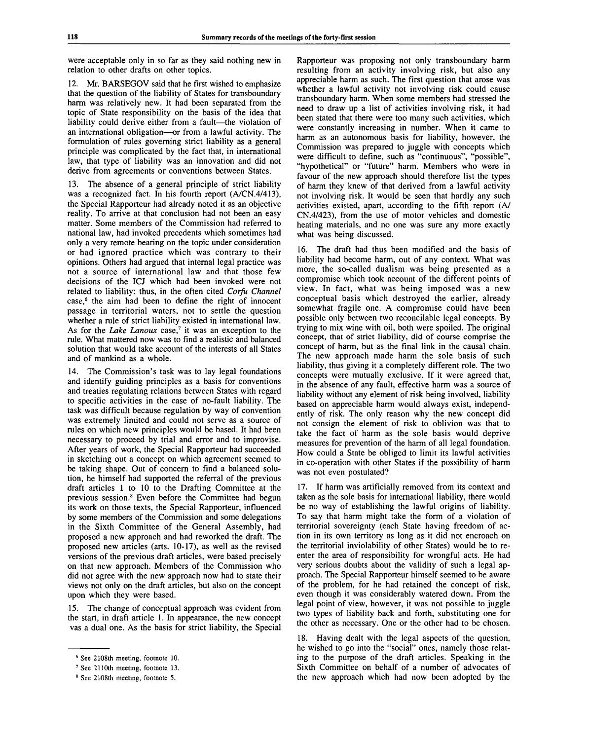were acceptable only in so far as they said nothing new in relation to other drafts on other topics.

12. Mr. BARSEGOV said that he first wished to emphasize that the question of the liability of States for transboundary harm was relatively new. It had been separated from the topic of State responsibility on the basis of the idea that liability could derive either from a fault—the violation of an international obligation—or from a lawful activity. The formulation of rules governing strict liability as a general principle was complicated by the fact that, in international law, that type of liability was an innovation and did not derive from agreements or conventions between States.

13. The absence of a general principle of strict liability was a recognized fact. In his fourth report (A/CN.4/413), the Special Rapporteur had already noted it as an objective reality. To arrive at that conclusion had not been an easy matter. Some members of the Commission had referred to national law, had invoked precedents which sometimes had only a very remote bearing on the topic under consideration or had ignored practice which was contrary to their opinions. Others had argued that internal legal practice was not a source of international law and that those few decisions of the ICJ which had been invoked were not related to liability: thus, in the often cited *Corfu Channel* case,[6] the aim had been to define the right of innocent passage in territorial waters, not to settle the question whether a rule of strict liability existed in international law. As for the *Lake Lanoux* case,[7] it was an exception to the rule. What mattered now was to find a realistic and balanced solution that would take account of the interests of all States and of mankind as a whole.

14. The Commission's task was to lay legal foundations and identify guiding principles as a basis for conventions and treaties regulating relations between States with regard to specific activities in the case of no-fault liability. The task was difficult because regulation by way of convention was extremely limited and could not serve as a source of rules on which new principles would be based. It had been necessary to proceed by trial and error and to improvise. After years of work, the Special Rapporteur had succeeded in sketching out a concept on which agreement seemed to be taking shape. Out of concern to find a balanced solution, he himself had supported the referral of the previous draft articles 1 to 10 to the Drafting Committee at the previous session.[8] Even before the Committee had begun its work on those texts, the Special Rapporteur, influenced by some members of the Commission and some delegations in the Sixth Committee of the General Assembly, had proposed a new approach and had reworked the draft. The proposed new articles (arts. 10-17), as well as the revised versions of the previous draft articles, were based precisely on that new approach. Members of the Commission who did not agree with the new approach now had to state their views not only on the draft articles, but also on the concept upon which they were based.

15. The change of conceptual approach was evident from the start, in draft article 1. In appearance, the new concept vas a dual one. As the basis for strict liability, the Special Rapporteur was proposing not only transboundary harm resulting from an activity involving risk, but also any appreciable harm as such. The first question that arose was whether a lawful activity not involving risk could cause transboundary harm. When some members had stressed the need to draw up a list of activities involving risk, it had been stated that there were too many such activities, which were constantly increasing in number. When it came to harm as an autonomous basis for liability, however, the Commission was prepared to juggle with concepts which were difficult to define, such as "continuous", "possible", "hypothetical" or "future" harm. Members who were in favour of the new approach should therefore list the types of harm they knew of that derived from a lawful activity not involving risk. It would be seen that hardly any such activities existed, apart, according to the fifth report (A/CN.4/423), from the use of motor vehicles and domestic heating materials, and no one was sure any more exactly what was being discussed.

16. The draft had thus been modified and the basis of liability had become harm, out of any context. What was more, the so-called dualism was being presented as a compromise which took account of the different points of view. In fact, what was being imposed was a new conceptual basis which destroyed the earlier, already somewhat fragile one. A compromise could have been possible only between two reconcilable legal concepts. By trying to mix wine with oil, both were spoiled. The original concept, that of strict liability, did of course comprise the concept of harm, but as the final link in the causal chain. The new approach made harm the sole basis of such liability, thus giving it a completely different role. The two concepts were mutually exclusive. If it were agreed that, in the absence of any fault, effective harm was a source of liability without any element of risk being involved, liability based on appreciable harm would always exist, independently of risk. The only reason why the new concept did not consign the element of risk to oblivion was that to take the fact of harm as the sole basis would deprive measures for prevention of the harm of all legal foundation. How could a State be obliged to limit its lawful activities in co-operation with other States if the possibility of harm was not even postulated?

17. If harm was artificially removed from its context and taken as the sole basis for international liability, there would be no way of establishing the lawful origins of liability. To say that harm might take the form of a violation of territorial sovereignty (each State having freedom of action in its own territory as long as it did not encroach on the territorial inviolability of other States) would be to re-enter the area of responsibility for wrongful acts. He had very serious doubts about the validity of such a legal approach. The Special Rapporteur himself seemed to be aware of the problem, for he had retained the concept of risk, even though it was considerably watered down. From the legal point of view, however, it was not possible to juggle two types of liability back and forth, substituting one for the other as necessary. One or the other had to be chosen.

18. Having dealt with the legal aspects of the question, he wished to go into the "social" ones, namely those relating to the purpose of the draft articles. Speaking in the Sixth Committee on behalf of a number of advocates of the new approach which had now been adopted by the

[6] See 2108th meeting, footnote 10.

[7] See 2110th meeting, footnote 13.

[8] See 2108th meeting, footnote 5.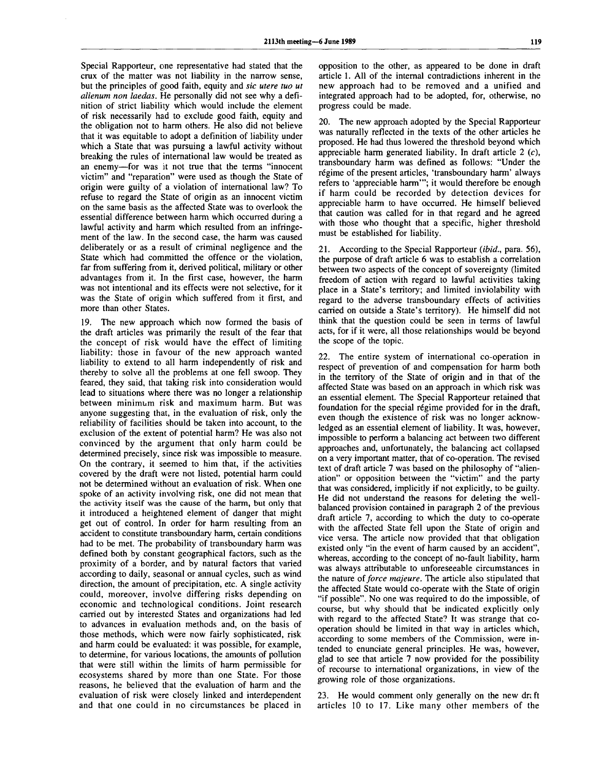Special Rapporteur, one representative had stated that the crux of the matter was not liability in the narrow sense, but the principles of good faith, equity and *sic utere tuo ut alienum non laedas*. He personally did not see why a definition of strict liability which would include the element of risk necessarily had to exclude good faith, equity and the obligation not to harm others. He also did not believe that it was equitable to adopt a definition of liability under which a State that was pursuing a lawful activity without breaking the rules of international law would be treated as an enemy—for was it not true that the terms "innocent victim" and "reparation" were used as though the State of origin were guilty of a violation of international law? To refuse to regard the State of origin as an innocent victim on the same basis as the affected State was to overlook the essential difference between harm which occurred during a lawful activity and harm which resulted from an infringement of the law. In the second case, the harm was caused deliberately or as a result of criminal negligence and the State which had committed the offence or the violation, far from suffering from it, derived political, military or other advantages from it. In the first case, however, the harm was not intentional and its effects were not selective, for it was the State of origin which suffered from it first, and more than other States.

19. The new approach which now formed the basis of the draft articles was primarily the result of the fear that the concept of risk would have the effect of limiting liability: those in favour of the new approach wanted liability to extend to all harm independently of risk and thereby to solve all the problems at one fell swoop. They feared, they said, that taking risk into consideration would lead to situations where there was no longer a relationship between minimum risk and maximum harm. But was anyone suggesting that, in the evaluation of risk, only the reliability of facilities should be taken into account, to the exclusion of the extent of potential harm? He was also not convinced by the argument that only harm could be determined precisely, since risk was impossible to measure. On the contrary, it seemed to him that, if the activities covered by the draft were not listed, potential harm could not be determined without an evaluation of risk. When one spoke of an activity involving risk, one did not mean that the activity itself was the cause of the harm, but only that it introduced a heightened element of danger that might get out of control. In order for harm resulting from an accident to constitute transboundary harm, certain conditions had to be met. The probability of transboundary harm was defined both by constant geographical factors, such as the proximity of a border, and by natural factors that varied according to daily, seasonal or annual cycles, such as wind direction, the amount of precipitation, etc. A single activity could, moreover, involve differing risks depending on economic and technological conditions. Joint research carried out by interested States and organizations had led to advances in evaluation methods and, on the basis of those methods, which were now fairly sophisticated, risk and harm could be evaluated: it was possible, for example, to determine, for various locations, the amounts of pollution that were still within the limits of harm permissible for ecosystems shared by more than one State. For those reasons, he believed that the evaluation of harm and the evaluation of risk were closely linked and interdependent and that one could in no circumstances be placed in opposition to the other, as appeared to be done in draft article 1. All of the internal contradictions inherent in the new approach had to be removed and a unified and integrated approach had to be adopted, for, otherwise, no progress could be made.

20. The new approach adopted by the Special Rapporteur was naturally reflected in the texts of the other articles he proposed. He had thus lowered the threshold beyond which appreciable harm generated liability. In draft article 2 (*c*), transboundary harm was defined as follows: "Under the régime of the present articles, 'transboundary harm' always refers to 'appreciable harm'"; it would therefore be enough if harm could be recorded by detection devices for appreciable harm to have occurred. He himself believed that caution was called for in that regard and he agreed with those who thought that a specific, higher threshold must be established for liability.

21. According to the Special Rapporteur (*ibid*., para. 56), the purpose of draft article 6 was to establish a correlation between two aspects of the concept of sovereignty (limited freedom of action with regard to lawful activities taking place in a State's territory; and limited inviolability with regard to the adverse transboundary effects of activities carried on outside a State's territory). He himself did not think that the question could be seen in terms of lawful acts, for if it were, all those relationships would be beyond the scope of the topic.

22. The entire system of international co-operation in respect of prevention of and compensation for harm both in the territory of the State of origin and in that of the affected State was based on an approach in which risk was an essential element. The Special Rapporteur retained that foundation for the special régime provided for in the draft, even though the existence of risk was no longer acknowledged as an essential element of liability. It was, however, impossible to perform a balancing act between two different approaches and, unfortunately, the balancing act collapsed on a very important matter, that of co-operation. The revised text of draft article 7 was based on the philosophy of "alienation" or opposition between the "victim" and the party that was considered, implicitly if not explicitly, to be guilty. He did not understand the reasons for deleting the well-balanced provision contained in paragraph 2 of the previous draft article 7, according to which the duty to co-operate with the affected State fell upon the State of origin and vice versa. The article now provided that that obligation existed only "in the event of harm caused by an accident", whereas, according to the concept of no-fault liability, harm was always attributable to unforeseeable circumstances in the nature of *force majeure*. The article also stipulated that the affected State would co-operate with the State of origin "if possible". No one was required to do the impossible, of course, but why should that be indicated explicitly only with regard to the affected State? It was strange that co-operation should be limited in that way in articles which, according to some members of the Commission, were intended to enunciate general principles. He was, however, glad to see that article 7 now provided for the possibility of recourse to international organizations, in view of the growing role of those organizations.

23. He would comment only generally on the new draft articles 10 to 17. Like many other members of the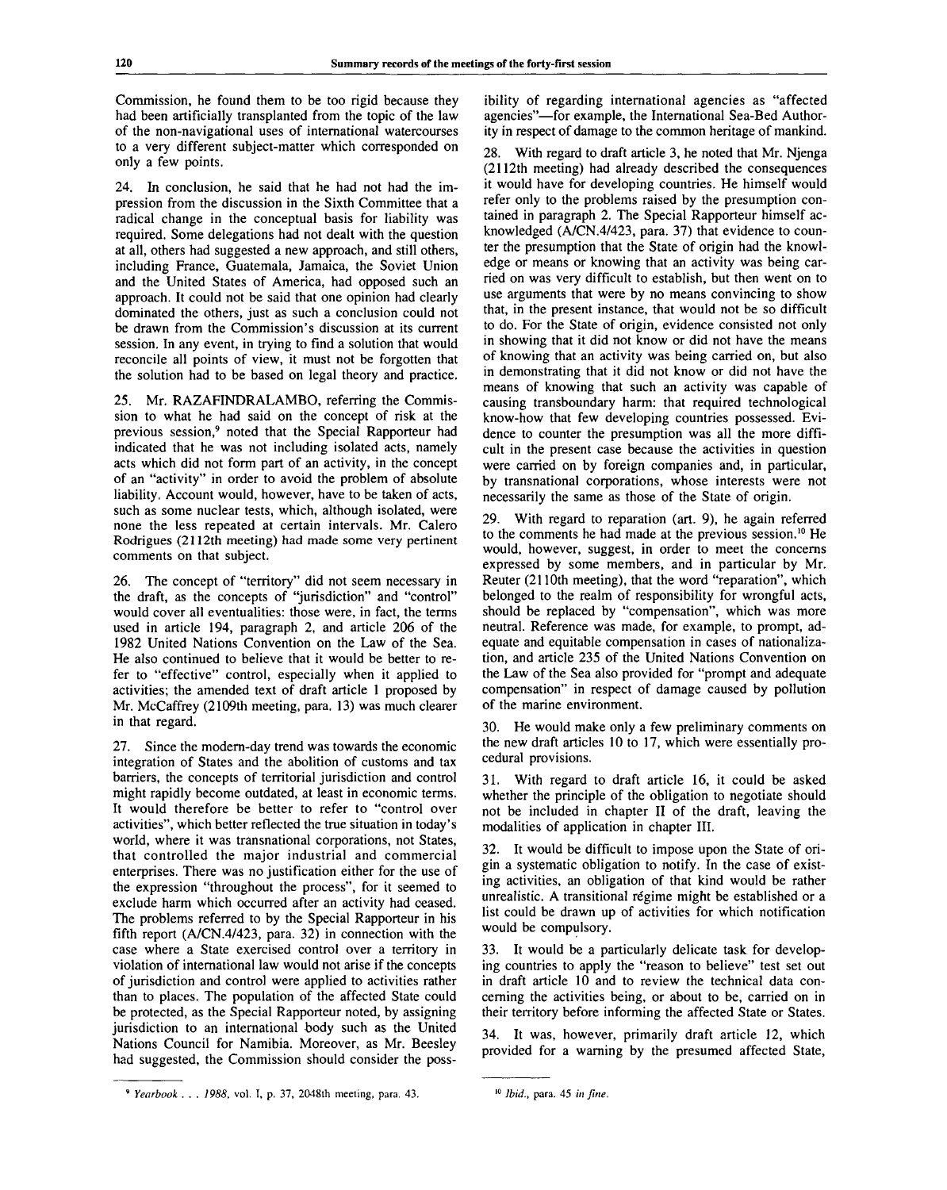Commission, he found them to be too rigid because they had been artificially transplanted from the topic of the law of the non-navigational uses of international watercourses to a very different subject-matter which corresponded on only a few points.

24. In conclusion, he said that he had not had the impression from the discussion in the Sixth Committee that a radical change in the conceptual basis for liability was required. Some delegations had not dealt with the question at all, others had suggested a new approach, and still others, including France, Guatemala, Jamaica, the Soviet Union and the United States of America, had opposed such an approach. It could not be said that one opinion had clearly dominated the others, just as such a conclusion could not be drawn from the Commission's discussion at its current session. In any event, in trying to find a solution that would reconcile all points of view, it must not be forgotten that the solution had to be based on legal theory and practice.

25. Mr. RAZAFINDRALAMBO, referring the Commission to what he had said on the concept of risk at the previous session,[9] noted that the Special Rapporteur had indicated that he was not including isolated acts, namely acts which did not form part of an activity, in the concept of an "activity" in order to avoid the problem of absolute liability. Account would, however, have to be taken of acts, such as some nuclear tests, which, although isolated, were none the less repeated at certain intervals. Mr. Calero Rodrigues (2112th meeting) had made some very pertinent comments on that subject.

26. The concept of "territory" did not seem necessary in the draft, as the concepts of "jurisdiction" and "control" would cover all eventualities: those were, in fact, the terms used in article 194, paragraph 2, and article 206 of the 1982 United Nations Convention on the Law of the Sea. He also continued to believe that it would be better to refer to "effective" control, especially when it applied to activities; the amended text of draft article 1 proposed by Mr. McCaffrey (2109th meeting, para. 13) was much clearer in that regard.

27. Since the modern-day trend was towards the economic integration of States and the abolition of customs and tax barriers, the concepts of territorial jurisdiction and control might rapidly become outdated, at least in economic terms. It would therefore be better to refer to "control over activities", which better reflected the true situation in today's world, where it was transnational corporations, not States, that controlled the major industrial and commercial enterprises. There was no justification either for the use of the expression "throughout the process", for it seemed to exclude harm which occurred after an activity had ceased. The problems referred to by the Special Rapporteur in his fifth report (A/CN.4/423, para. 32) in connection with the case where a State exercised control over a territory in violation of international law would not arise if the concepts of jurisdiction and control were applied to activities rather than to places. The population of the affected State could be protected, as the Special Rapporteur noted, by assigning jurisdiction to an international body such as the United Nations Council for Namibia. Moreover, as Mr. Beesley had suggested, the Commission should consider the possibility of regarding international agencies as "affected agencies"—for example, the International Sea-Bed Authority in respect of damage to the common heritage of mankind.

28. With regard to draft article 3, he noted that Mr. Njenga (2112th meeting) had already described the consequences it would have for developing countries. He himself would refer only to the problems raised by the presumption contained in paragraph 2. The Special Rapporteur himself acknowledged (A/CN.4/423, para. 37) that evidence to counter the presumption that the State of origin had the knowledge or means or knowing that an activity was being carried on was very difficult to establish, but then went on to use arguments that were by no means convincing to show that, in the present instance, that would not be so difficult to do. For the State of origin, evidence consisted not only in showing that it did not know or did not have the means of knowing that an activity was being carried on, but also in demonstrating that it did not know or did not have the means of knowing that such an activity was capable of causing transboundary harm: that required technological know-how that few developing countries possessed. Evidence to counter the presumption was all the more difficult in the present case because the activities in question were carried on by foreign companies and, in particular, by transnational corporations, whose interests were not necessarily the same as those of the State of origin.

29. With regard to reparation (art. 9), he again referred to the comments he had made at the previous session.[10] He would, however, suggest, in order to meet the concerns expressed by some members, and in particular by Mr. Reuter (2110th meeting), that the word "reparation", which belonged to the realm of responsibility for wrongful acts, should be replaced by "compensation", which was more neutral. Reference was made, for example, to prompt, adequate and equitable compensation in cases of nationalization, and article 235 of the United Nations Convention on the Law of the Sea also provided for "prompt and adequate compensation" in respect of damage caused by pollution of the marine environment.

30. He would make only a few preliminary comments on the new draft articles 10 to 17, which were essentially procedural provisions.

31. With regard to draft article 16, it could be asked whether the principle of the obligation to negotiate should not be included in chapter II of the draft, leaving the modalities of application in chapter III.

32. It would be difficult to impose upon the State of origin a systematic obligation to notify. In the case of existing activities, an obligation of that kind would be rather unrealistic. A transitional régime might be established or a list could be drawn up of activities for which notification would be compulsory.

33. It would be a particularly delicate task for developing countries to apply the "reason to believe" test set out in draft article 10 and to review the technical data concerning the activities being, or about to be, carried on in their territory before informing the affected State or States.

34. It was, however, primarily draft article 12, which provided for a warning by the presumed affected State,

---

[9] *Yearbook . . . 1988*, vol. I, p. 37, 2048th meeting, para. 43.

[10] *Ibid.*, para. 45 *in fine*.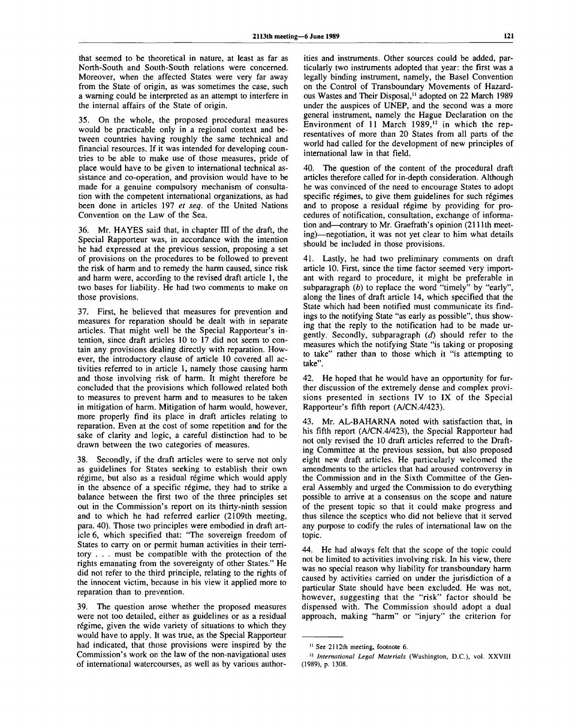that seemed to be theoretical in nature, at least as far as North-South and South-South relations were concerned. Moreover, when the affected States were very far away from the State of origin, as was sometimes the case, such a warning could be interpreted as an attempt to interfere in the internal affairs of the State of origin.

35. On the whole, the proposed procedural measures would be practicable only in a regional context and between countries having roughly the same technical and financial resources. If it was intended for developing countries to be able to make use of those measures, pride of place would have to be given to international technical assistance and co-operation, and provision would have to be made for a genuine compulsory mechanism of consultation with the competent international organizations, as had been done in articles 197 *et seq.* of the United Nations Convention on the Law of the Sea.

36. Mr. HAYES said that, in chapter III of the draft, the Special Rapporteur was, in accordance with the intention he had expressed at the previous session, proposing a set of provisions on the procedures to be followed to prevent the risk of harm and to remedy the harm caused, since risk and harm were, according to the revised draft article 1, the two bases for liability. He had two comments to make on those provisions.

37. First, he believed that measures for prevention and measures for reparation should be dealt with in separate articles. That might well be the Special Rapporteur's intention, since draft articles 10 to 17 did not seem to contain any provisions dealing directly with reparation. However, the introductory clause of article 10 covered all activities referred to in article 1, namely those causing harm and those involving risk of harm. It might therefore be concluded that the provisions which followed related both to measures to prevent harm and to measures to be taken in mitigation of harm. Mitigation of harm would, however, more properly find its place in draft articles relating to reparation. Even at the cost of some repetition and for the sake of clarity and logic, a careful distinction had to be drawn between the two categories of measures.

38. Secondly, if the draft articles were to serve not only as guidelines for States seeking to establish their own régime, but also as a residual régime which would apply in the absence of a specific régime, they had to strike a balance between the first two of the three principles set out in the Commission's report on its thirty-ninth session and to which he had referred earlier (2109th meeting, para. 40). Those two principles were embodied in draft article 6, which specified that: "The sovereign freedom of States to carry on or permit human activities in their territory . . . must be compatible with the protection of the rights emanating from the sovereignty of other States." He did not refer to the third principle, relating to the rights of the innocent victim, because in his view it applied more to reparation than to prevention.

39. The question arose whether the proposed measures were not too detailed, either as guidelines or as a residual régime, given the wide variety of situations to which they would have to apply. It was true, as the Special Rapporteur had indicated, that those provisions were inspired by the Commission's work on the law of the non-navigational uses of international watercourses, as well as by various authorities and instruments. Other sources could be added, particularly two instruments adopted that year: the first was a legally binding instrument, namely, the Basel Convention on the Control of Transboundary Movements of Hazardous Wastes and Their Disposal,[11] adopted on 22 March 1989 under the auspices of UNEP, and the second was a more general instrument, namely the Hague Declaration on the Environment of 11 March 1989,[12] in which the representatives of more than 20 States from all parts of the world had called for the development of new principles of international law in that field.

40. The question of the content of the procedural draft articles therefore called for in-depth consideration. Although he was convinced of the need to encourage States to adopt specific régimes, to give them guidelines for such régimes and to propose a residual régime by providing for procedures of notification, consultation, exchange of information and—contrary to Mr. Graefrath's opinion (2111th meeting)—negotiation, it was not yet clear to him what details should be included in those provisions.

41. Lastly, he had two preliminary comments on draft article 10. First, since the time factor seemed very important with regard to procedure, it might be preferable in subparagraph (*b*) to replace the word "timely" by "early", along the lines of draft article 14, which specified that the State which had been notified must communicate its findings to the notifying State "as early as possible", thus showing that the reply to the notification had to be made urgently. Secondly, subparagraph (*d*) should refer to the measures which the notifying State "is taking or proposing to take" rather than to those which it "is attempting to take".

42. He hoped that he would have an opportunity for further discussion of the extremely dense and complex provisions presented in sections IV to IX of the Special Rapporteur's fifth report (A/CN.4/423).

43. Mr. AL-BAHARNA noted with satisfaction that, in his fifth report (A/CN.4/423), the Special Rapporteur had not only revised the 10 draft articles referred to the Drafting Committee at the previous session, but also proposed eight new draft articles. He particularly welcomed the amendments to the articles that had aroused controversy in the Commission and in the Sixth Committee of the General Assembly and urged the Commission to do everything possible to arrive at a consensus on the scope and nature of the present topic so that it could make progress and thus silence the sceptics who did not believe that it served any purpose to codify the rules of international law on the topic.

44. He had always felt that the scope of the topic could not be limited to activities involving risk. In his view, there was no special reason why liability for transboundary harm caused by activities carried on under the jurisdiction of a particular State should have been excluded. He was not, however, suggesting that the "risk" factor should be dispensed with. The Commission should adopt a dual approach, making "harm" or "injury" the criterion for

---

[11] See 2112th meeting, footnote 6.

[12] *International Legal Materials* (Washington, D.C.), vol. XXVIII (1989), p. 1308.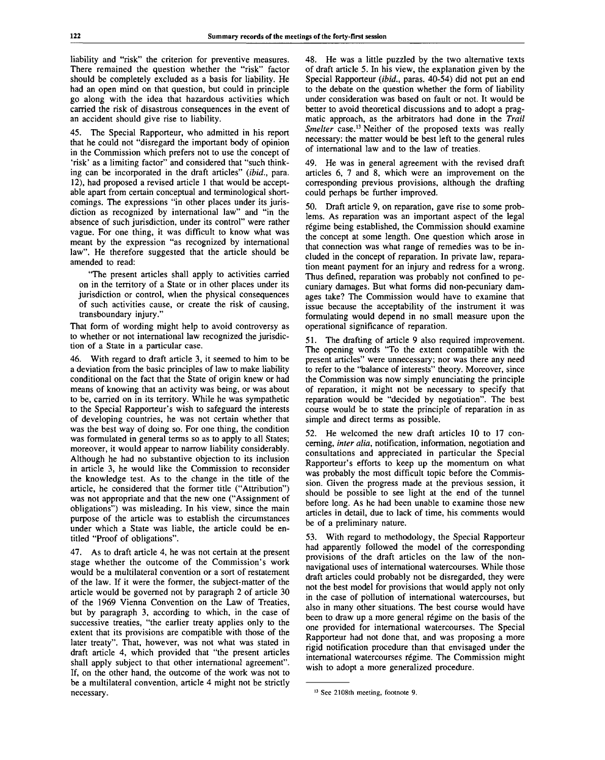liability and "risk" the criterion for preventive measures. There remained the question whether the "risk" factor should be completely excluded as a basis for liability. He had an open mind on that question, but could in principle go along with the idea that hazardous activities which carried the risk of disastrous consequences in the event of an accident should give rise to liability.

45. The Special Rapporteur, who admitted in his report that he could not "disregard the important body of opinion in the Commission which prefers not to use the concept of 'risk' as a limiting factor" and considered that "such thinking can be incorporated in the draft articles" (*ibid.*, para. 12), had proposed a revised article 1 that would be acceptable apart from certain conceptual and terminological shortcomings. The expressions "in other places under its jurisdiction as recognized by international law" and "in the absence of such jurisdiction, under its control" were rather vague. For one thing, it was difficult to know what was meant by the expression "as recognized by international law". He therefore suggested that the article should be amended to read:

> "The present articles shall apply to activities carried on in the territory of a State or in other places under its jurisdiction or control, when the physical consequences of such activities cause, or create the risk of causing, transboundary injury."

That form of wording might help to avoid controversy as to whether or not international law recognized the jurisdiction of a State in a particular case.

46. With regard to draft article 3, it seemed to him to be a deviation from the basic principles of law to make liability conditional on the fact that the State of origin knew or had means of knowing that an activity was being, or was about to be, carried on in its territory. While he was sympathetic to the Special Rapporteur's wish to safeguard the interests of developing countries, he was not certain whether that was the best way of doing so. For one thing, the condition was formulated in general terms so as to apply to all States; moreover, it would appear to narrow liability considerably. Although he had no substantive objection to its inclusion in article 3, he would like the Commission to reconsider the knowledge test. As to the change in the title of the article, he considered that the former title ("Attribution") was not appropriate and that the new one ("Assignment of obligations") was misleading. In his view, since the main purpose of the article was to establish the circumstances under which a State was liable, the article could be entitled "Proof of obligations".

47. As to draft article 4, he was not certain at the present stage whether the outcome of the Commission's work would be a multilateral convention or a sort of restatement of the law. If it were the former, the subject-matter of the article would be governed not by paragraph 2 of article 30 of the 1969 Vienna Convention on the Law of Treaties, but by paragraph 3, according to which, in the case of successive treaties, "the earlier treaty applies only to the extent that its provisions are compatible with those of the later treaty". That, however, was not what was stated in draft article 4, which provided that "the present articles shall apply subject to that other international agreement". If, on the other hand, the outcome of the work was not to be a multilateral convention, article 4 might not be strictly necessary.

48. He was a little puzzled by the two alternative texts of draft article 5. In his view, the explanation given by the Special Rapporteur (*ibid.*, paras. 40-54) did not put an end to the debate on the question whether the form of liability under consideration was based on fault or not. It would be better to avoid theoretical discussions and to adopt a pragmatic approach, as the arbitrators had done in the *Trail Smelter* case.[13] Neither of the proposed texts was really necessary: the matter would be best left to the general rules of international law and to the law of treaties.

49. He was in general agreement with the revised draft articles 6, 7 and 8, which were an improvement on the corresponding previous provisions, although the drafting could perhaps be further improved.

50. Draft article 9, on reparation, gave rise to some problems. As reparation was an important aspect of the legal régime being established, the Commission should examine the concept at some length. One question which arose in that connection was what range of remedies was to be included in the concept of reparation. In private law, reparation meant payment for an injury and redress for a wrong. Thus defined, reparation was probably not confined to pecuniary damages. But what forms did non-pecuniary damages take? The Commission would have to examine that issue because the acceptability of the instrument it was formulating would depend in no small measure upon the operational significance of reparation.

51. The drafting of article 9 also required improvement. The opening words "To the extent compatible with the present articles" were unnecessary; nor was there any need to refer to the "balance of interests" theory. Moreover, since the Commission was now simply enunciating the principle of reparation, it might not be necessary to specify that reparation would be "decided by negotiation". The best course would be to state the principle of reparation in as simple and direct terms as possible.

52. He welcomed the new draft articles 10 to 17 concerning, *inter alia*, notification, information, negotiation and consultations and appreciated in particular the Special Rapporteur's efforts to keep up the momentum on what was probably the most difficult topic before the Commission. Given the progress made at the previous session, it should be possible to see light at the end of the tunnel before long. As he had been unable to examine those new articles in detail, due to lack of time, his comments would be of a preliminary nature.

53. With regard to methodology, the Special Rapporteur had apparently followed the model of the corresponding provisions of the draft articles on the law of the non-navigational uses of international watercourses. While those draft articles could probably not be disregarded, they were not the best model for provisions that would apply not only in the case of pollution of international watercourses, but also in many other situations. The best course would have been to draw up a more general régime on the basis of the one provided for international watercourses. The Special Rapporteur had not done that, and was proposing a more rigid notification procedure than that envisaged under the international watercourses régime. The Commission might wish to adopt a more generalized procedure.

[13] See 2108th meeting, footnote 9.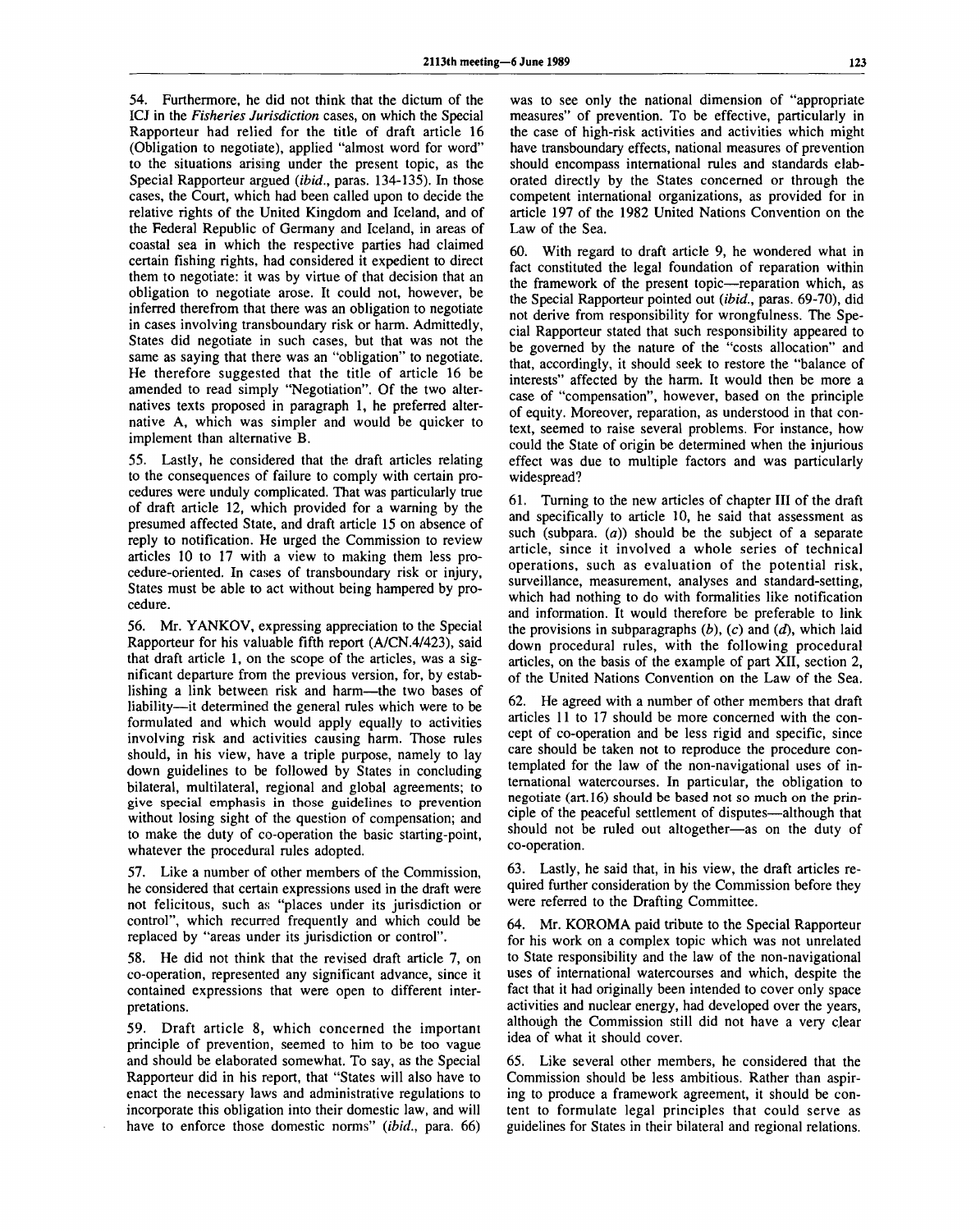54. Furthermore, he did not think that the dictum of the ICJ in the *Fisheries Jurisdiction* cases, on which the Special Rapporteur had relied for the title of draft article 16 (Obligation to negotiate), applied "almost word for word" to the situations arising under the present topic, as the Special Rapporteur argued (*ibid.*, paras. 134-135). In those cases, the Court, which had been called upon to decide the relative rights of the United Kingdom and Iceland, and of the Federal Republic of Germany and Iceland, in areas of coastal sea in which the respective parties had claimed certain fishing rights, had considered it expedient to direct them to negotiate: it was by virtue of that decision that an obligation to negotiate arose. It could not, however, be inferred therefrom that there was an obligation to negotiate in cases involving transboundary risk or harm. Admittedly, States did negotiate in such cases, but that was not the same as saying that there was an "obligation" to negotiate. He therefore suggested that the title of article 16 be amended to read simply "Negotiation". Of the two alternatives texts proposed in paragraph 1, he preferred alternative A, which was simpler and would be quicker to implement than alternative B.

55. Lastly, he considered that the draft articles relating to the consequences of failure to comply with certain procedures were unduly complicated. That was particularly true of draft article 12, which provided for a warning by the presumed affected State, and draft article 15 on absence of reply to notification. He urged the Commission to review articles 10 to 17 with a view to making them less procedure-oriented. In cases of transboundary risk or injury, States must be able to act without being hampered by procedure.

56. Mr. YANKOV, expressing appreciation to the Special Rapporteur for his valuable fifth report (A/CN.4/423), said that draft article 1, on the scope of the articles, was a significant departure from the previous version, for, by establishing a link between risk and harm—the two bases of liability—it determined the general rules which were to be formulated and which would apply equally to activities involving risk and activities causing harm. Those rules should, in his view, have a triple purpose, namely to lay down guidelines to be followed by States in concluding bilateral, multilateral, regional and global agreements; to give special emphasis in those guidelines to prevention without losing sight of the question of compensation; and to make the duty of co-operation the basic starting-point, whatever the procedural rules adopted.

57. Like a number of other members of the Commission, he considered that certain expressions used in the draft were not felicitous, such as "places under its jurisdiction or control", which recurred frequently and which could be replaced by "areas under its jurisdiction or control".

58. He did not think that the revised draft article 7, on co-operation, represented any significant advance, since it contained expressions that were open to different interpretations.

59. Draft article 8, which concerned the important principle of prevention, seemed to him to be too vague and should be elaborated somewhat. To say, as the Special Rapporteur did in his report, that "States will also have to enact the necessary laws and administrative regulations to incorporate this obligation into their domestic law, and will have to enforce those domestic norms" (*ibid.*, para. 66) was to see only the national dimension of "appropriate measures" of prevention. To be effective, particularly in the case of high-risk activities and activities which might have transboundary effects, national measures of prevention should encompass international rules and standards elaborated directly by the States concerned or through the competent international organizations, as provided for in article 197 of the 1982 United Nations Convention on the Law of the Sea.

60. With regard to draft article 9, he wondered what in fact constituted the legal foundation of reparation within the framework of the present topic—reparation which, as the Special Rapporteur pointed out (*ibid.*, paras. 69-70), did not derive from responsibility for wrongfulness. The Special Rapporteur stated that such responsibility appeared to be governed by the nature of the "costs allocation" and that, accordingly, it should seek to restore the "balance of interests" affected by the harm. It would then be more a case of "compensation", however, based on the principle of equity. Moreover, reparation, as understood in that context, seemed to raise several problems. For instance, how could the State of origin be determined when the injurious effect was due to multiple factors and was particularly widespread?

61. Turning to the new articles of chapter III of the draft and specifically to article 10, he said that assessment as such (subpara. (*a*)) should be the subject of a separate article, since it involved a whole series of technical operations, such as evaluation of the potential risk, surveillance, measurement, analyses and standard-setting, which had nothing to do with formalities like notification and information. It would therefore be preferable to link the provisions in subparagraphs (*b*), (*c*) and (*d*), which laid down procedural rules, with the following procedural articles, on the basis of the example of part XII, section 2, of the United Nations Convention on the Law of the Sea.

62. He agreed with a number of other members that draft articles 11 to 17 should be more concerned with the concept of co-operation and be less rigid and specific, since care should be taken not to reproduce the procedure contemplated for the law of the non-navigational uses of international watercourses. In particular, the obligation to negotiate (art.16) should be based not so much on the principle of the peaceful settlement of disputes—although that should not be ruled out altogether—as on the duty of co-operation.

63. Lastly, he said that, in his view, the draft articles required further consideration by the Commission before they were referred to the Drafting Committee.

64. Mr. KOROMA paid tribute to the Special Rapporteur for his work on a complex topic which was not unrelated to State responsibility and the law of the non-navigational uses of international watercourses and which, despite the fact that it had originally been intended to cover only space activities and nuclear energy, had developed over the years, although the Commission still did not have a very clear idea of what it should cover.

65. Like several other members, he considered that the Commission should be less ambitious. Rather than aspiring to produce a framework agreement, it should be content to formulate legal principles that could serve as guidelines for States in their bilateral and regional relations.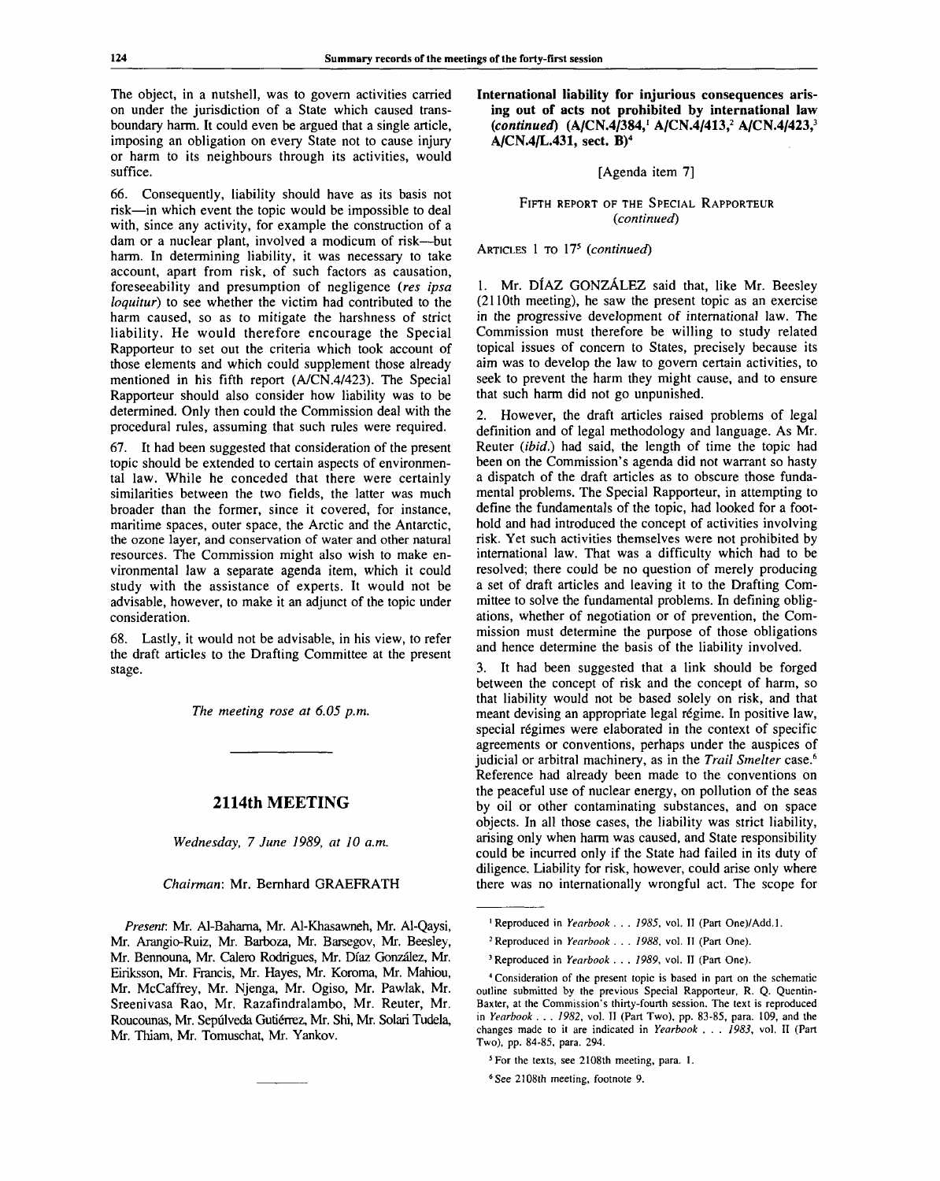The object, in a nutshell, was to govern activities carried on under the jurisdiction of a State which caused transboundary harm. It could even be argued that a single article, imposing an obligation on every State not to cause injury or harm to its neighbours through its activities, would suffice.

66. Consequently, liability should have as its basis not risk—in which event the topic would be impossible to deal with, since any activity, for example the construction of a dam or a nuclear plant, involved a modicum of risk—but harm. In determining liability, it was necessary to take account, apart from risk, of such factors as causation, foreseeability and presumption of negligence (*res ipsa loquitur*) to see whether the victim had contributed to the harm caused, so as to mitigate the harshness of strict liability. He would therefore encourage the Special Rapporteur to set out the criteria which took account of those elements and which could supplement those already mentioned in his fifth report (A/CN.4/423). The Special Rapporteur should also consider how liability was to be determined. Only then could the Commission deal with the procedural rules, assuming that such rules were required.

67. It had been suggested that consideration of the present topic should be extended to certain aspects of environmental law. While he conceded that there were certainly similarities between the two fields, the latter was much broader than the former, since it covered, for instance, maritime spaces, outer space, the Arctic and the Antarctic, the ozone layer, and conservation of water and other natural resources. The Commission might also wish to make environmental law a separate agenda item, which it could study with the assistance of experts. It would not be advisable, however, to make it an adjunct of the topic under consideration.

68. Lastly, it would not be advisable, in his view, to refer the draft articles to the Drafting Committee at the present stage.

*The meeting rose at 6.05 p.m.*

## 2114th MEETING

*Wednesday, 7 June 1989, at 10 a.m.*

*Chairman*: Mr. Bernhard GRAEFRATH

*Present*: Mr. Al-Baharna, Mr. Al-Khasawneh, Mr. Al-Qaysi, Mr. Arangio-Ruiz, Mr. Barboza, Mr. Barsegov, Mr. Beesley, Mr. Bennouna, Mr. Calero Rodrigues, Mr. Díaz González, Mr. Eiriksson, Mr. Francis, Mr. Hayes, Mr. Koroma, Mr. Mahiou, Mr. McCaffrey, Mr. Njenga, Mr. Ogiso, Mr. Pawlak, Mr. Sreenivasa Rao, Mr. Razafindralambo, Mr. Reuter, Mr. Roucounas, Mr. Sepúlveda Gutiérrez, Mr. Shi, Mr. Solari Tudela, Mr. Thiam, Mr. Tomuschat, Mr. Yankov.

---

**International liability for injurious consequences arising out of acts not prohibited by international law (*continued*) (A/CN.4/384,[1] A/CN.4/413,[2] A/CN.4/423,[3] A/CN.4/L.431, sect. B)[4]**

[Agenda item 7]

FIFTH REPORT OF THE SPECIAL RAPPORTEUR (*continued*)

ARTICLES 1 TO 17[5] (*continued*)

1. Mr. DÍAZ GONZÁLEZ said that, like Mr. Beesley (2110th meeting), he saw the present topic as an exercise in the progressive development of international law. The Commission must therefore be willing to study related topical issues of concern to States, precisely because its aim was to develop the law to govern certain activities, to seek to prevent the harm they might cause, and to ensure that such harm did not go unpunished.

2. However, the draft articles raised problems of legal definition and of legal methodology and language. As Mr. Reuter (*ibid.*) had said, the length of time the topic had been on the Commission's agenda did not warrant so hasty a dispatch of the draft articles as to obscure those fundamental problems. The Special Rapporteur, in attempting to define the fundamentals of the topic, had looked for a foothold and had introduced the concept of activities involving risk. Yet such activities themselves were not prohibited by international law. That was a difficulty which had to be resolved; there could be no question of merely producing a set of draft articles and leaving it to the Drafting Committee to solve the fundamental problems. In defining obligations, whether of negotiation or of prevention, the Commission must determine the purpose of those obligations and hence determine the basis of the liability involved.

3. It had been suggested that a link should be forged between the concept of risk and the concept of harm, so that liability would not be based solely on risk, and that meant devising an appropriate legal régime. In positive law, special régimes were elaborated in the context of specific agreements or conventions, perhaps under the auspices of judicial or arbitral machinery, as in the *Trail Smelter* case.[6] Reference had already been made to the conventions on the peaceful use of nuclear energy, on pollution of the seas by oil or other contaminating substances, and on space objects. In all those cases, the liability was strict liability, arising only when harm was caused, and State responsibility could be incurred only if the State had failed in its duty of diligence. Liability for risk, however, could arise only where there was no internationally wrongful act. The scope for

---

[1] Reproduced in *Yearbook . . . 1985*, vol. II (Part One)/Add.1.

[2] Reproduced in *Yearbook . . . 1988*, vol. II (Part One).

[3] Reproduced in *Yearbook . . . 1989*, vol. II (Part One).

[4] Consideration of the present topic is based in part on the schematic outline submitted by the previous Special Rapporteur, R. Q. Quentin-Baxter, at the Commission's thirty-fourth session. The text is reproduced in *Yearbook . . . 1982*, vol. II (Part Two), pp. 83-85, para. 109, and the changes made to it are indicated in *Yearbook . . . 1983*, vol. II (Part Two), pp. 84-85, para. 294.

[5] For the texts, see 2108th meeting, para. 1.

[6] See 2108th meeting, footnote 9.